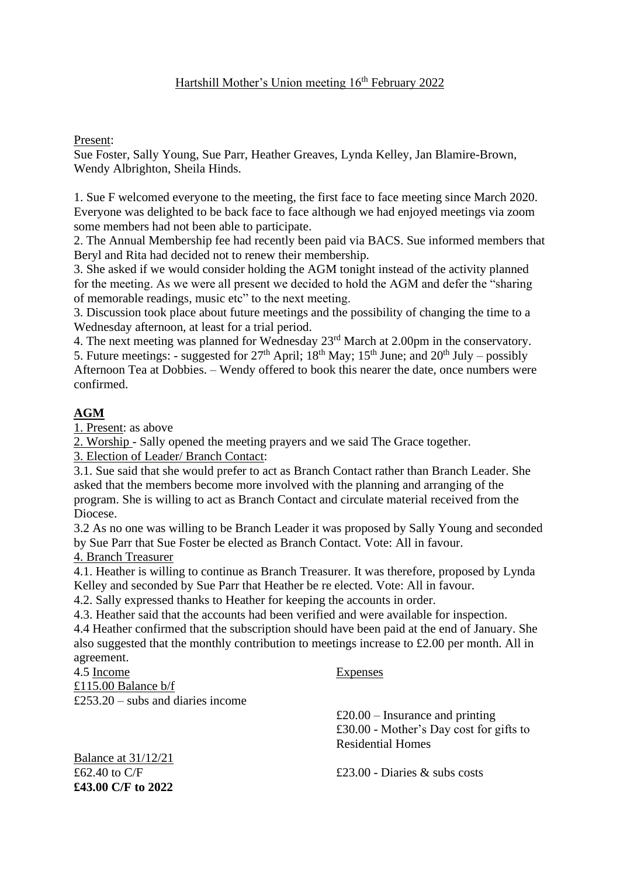Hartshill Mother's Union meeting 16th February 2022

Present:
Sue Foster, Sally Young, Sue Parr, Heather Greaves, Lynda Kelley, Jan Blamire-Brown, Wendy Albrighton, Sheila Hinds.

1. Sue F welcomed everyone to the meeting, the first face to face meeting since March 2020. Everyone was delighted to be back face to face although we had enjoyed meetings via zoom some members had not been able to participate.
2. The Annual Membership fee had recently been paid via BACS. Sue informed members that Beryl and Rita had decided not to renew their membership.
3. She asked if we would consider holding the AGM tonight instead of the activity planned for the meeting. As we were all present we decided to hold the AGM and defer the "sharing of memorable readings, music etc" to the next meeting.
3. Discussion took place about future meetings and the possibility of changing the time to a Wednesday afternoon, at least for a trial period.
4. The next meeting was planned for Wednesday 23rd March at 2.00pm in the conservatory.
5. Future meetings: - suggested for 27th April; 18th May; 15th June; and 20th July – possibly Afternoon Tea at Dobbies. – Wendy offered to book this nearer the date, once numbers were confirmed.

## AGM

1. Present: as above
2. Worship - Sally opened the meeting prayers and we said The Grace together.
3. Election of Leader/ Branch Contact:
3.1. Sue said that she would prefer to act as Branch Contact rather than Branch Leader. She asked that the members become more involved with the planning and arranging of the program. She is willing to act as Branch Contact and circulate material received from the Diocese.
3.2 As no one was willing to be Branch Leader it was proposed by Sally Young and seconded by Sue Parr that Sue Foster be elected as Branch Contact. Vote: All in favour.
4. Branch Treasurer
4.1. Heather is willing to continue as Branch Treasurer. It was therefore, proposed by Lynda Kelley and seconded by Sue Parr that Heather be re elected. Vote: All in favour.
4.2. Sally expressed thanks to Heather for keeping the accounts in order.
4.3. Heather said that the accounts had been verified and were available for inspection.
4.4 Heather confirmed that the subscription should have been paid at the end of January. She also suggested that the monthly contribution to meetings increase to £2.00 per month. All in agreement.

| 4.5 Income | Expenses |
|---|---|
| £115.00 Balance b/f | |
| £253.20 – subs and diaries income | |
| | £20.00 – Insurance and printing |
| | £30.00 - Mother's Day cost for gifts to Residential Homes |
| Balance at 31/12/21 | |
| £62.40 to C/F | £23.00 - Diaries & subs costs |
| **£43.00 C/F to 2022** | |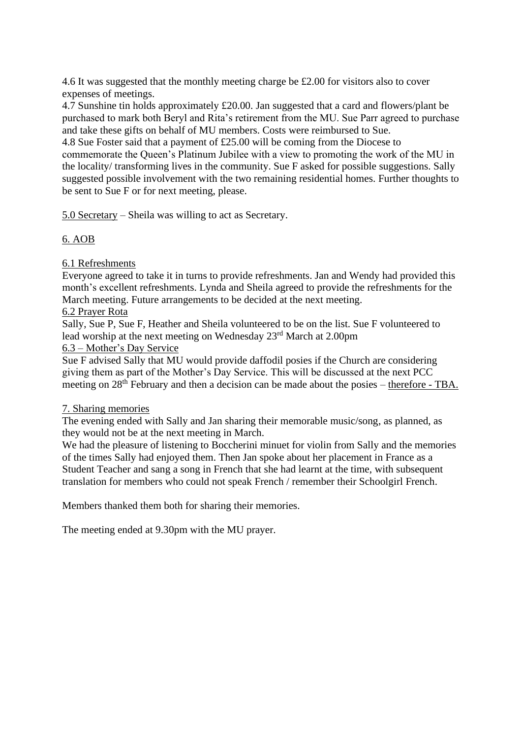4.6 It was suggested that the monthly meeting charge be £2.00 for visitors also to cover expenses of meetings.
4.7 Sunshine tin holds approximately £20.00. Jan suggested that a card and flowers/plant be purchased to mark both Beryl and Rita's retirement from the MU. Sue Parr agreed to purchase and take these gifts on behalf of MU members. Costs were reimbursed to Sue.
4.8 Sue Foster said that a payment of £25.00 will be coming from the Diocese to commemorate the Queen's Platinum Jubilee with a view to promoting the work of the MU in the locality/ transforming lives in the community. Sue F asked for possible suggestions. Sally suggested possible involvement with the two remaining residential homes. Further thoughts to be sent to Sue F or for next meeting, please.

5.0 Secretary – Sheila was willing to act as Secretary.

6. AOB

6.1 Refreshments
Everyone agreed to take it in turns to provide refreshments. Jan and Wendy had provided this month's excellent refreshments. Lynda and Sheila agreed to provide the refreshments for the March meeting. Future arrangements to be decided at the next meeting.
6.2 Prayer Rota
Sally, Sue P, Sue F, Heather and Sheila volunteered to be on the list. Sue F volunteered to lead worship at the next meeting on Wednesday 23rd March at 2.00pm
6.3 – Mother's Day Service
Sue F advised Sally that MU would provide daffodil posies if the Church are considering giving them as part of the Mother's Day Service. This will be discussed at the next PCC meeting on 28th February and then a decision can be made about the posies – therefore - TBA.

7. Sharing memories
The evening ended with Sally and Jan sharing their memorable music/song, as planned, as they would not be at the next meeting in March.
We had the pleasure of listening to Boccherini minuet for violin from Sally and the memories of the times Sally had enjoyed them. Then Jan spoke about her placement in France as a Student Teacher and sang a song in French that she had learnt at the time, with subsequent translation for members who could not speak French / remember their Schoolgirl French.

Members thanked them both for sharing their memories.

The meeting ended at 9.30pm with the MU prayer.